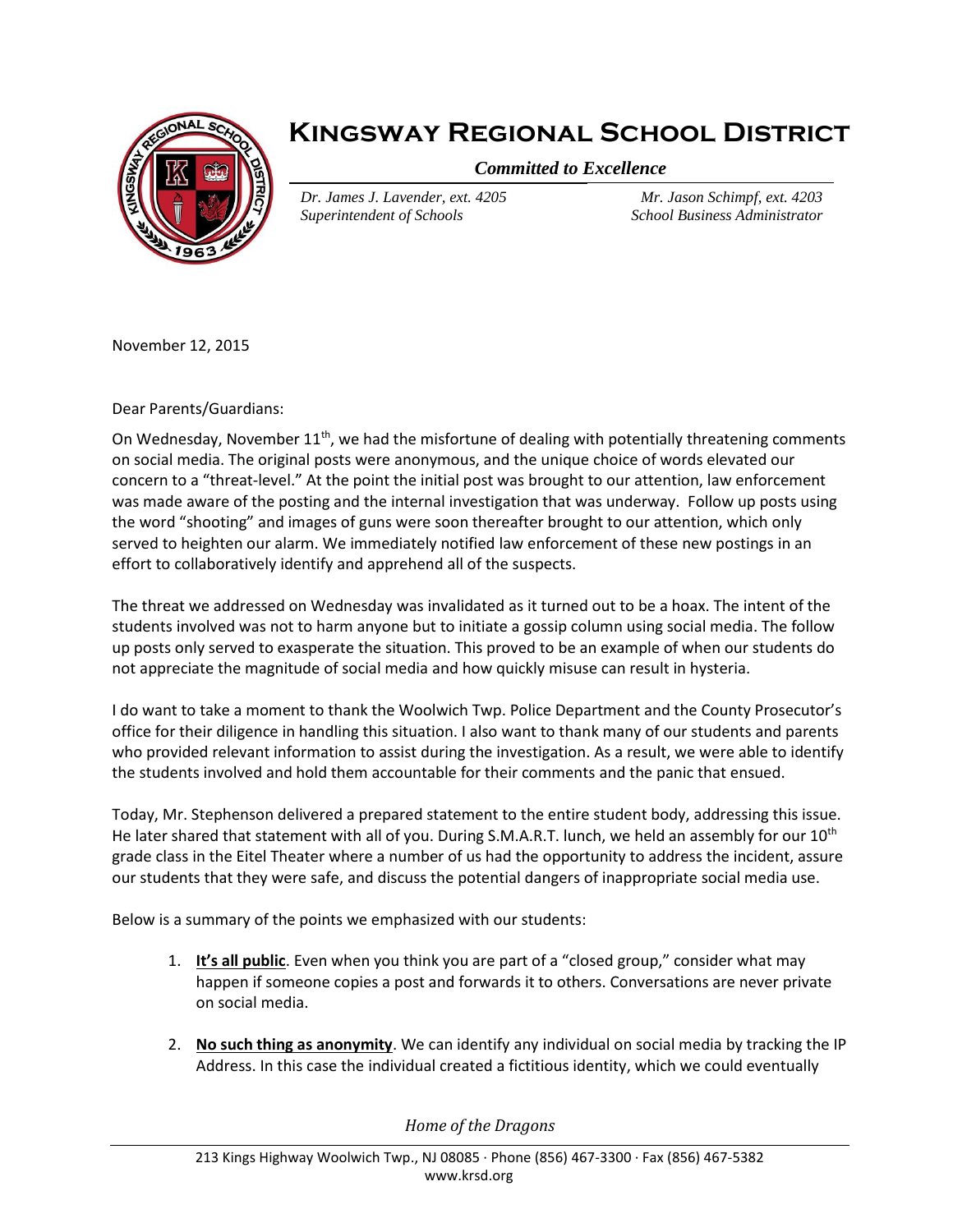# Kingsway Regional School District

*Committed to Excellence*

*Dr. James J. Lavender, ext. 4205*
*Superintendent of Schools*

*Mr. Jason Schimpf, ext. 4203*
*School Business Administrator*

November 12, 2015

Dear Parents/Guardians:

On Wednesday, November 11th, we had the misfortune of dealing with potentially threatening comments on social media. The original posts were anonymous, and the unique choice of words elevated our concern to a "threat-level." At the point the initial post was brought to our attention, law enforcement was made aware of the posting and the internal investigation that was underway. Follow up posts using the word "shooting" and images of guns were soon thereafter brought to our attention, which only served to heighten our alarm. We immediately notified law enforcement of these new postings in an effort to collaboratively identify and apprehend all of the suspects.

The threat we addressed on Wednesday was invalidated as it turned out to be a hoax. The intent of the students involved was not to harm anyone but to initiate a gossip column using social media. The follow up posts only served to exasperate the situation. This proved to be an example of when our students do not appreciate the magnitude of social media and how quickly misuse can result in hysteria.

I do want to take a moment to thank the Woolwich Twp. Police Department and the County Prosecutor's office for their diligence in handling this situation. I also want to thank many of our students and parents who provided relevant information to assist during the investigation. As a result, we were able to identify the students involved and hold them accountable for their comments and the panic that ensued.

Today, Mr. Stephenson delivered a prepared statement to the entire student body, addressing this issue. He later shared that statement with all of you. During S.M.A.R.T. lunch, we held an assembly for our 10th grade class in the Eitel Theater where a number of us had the opportunity to address the incident, assure our students that they were safe, and discuss the potential dangers of inappropriate social media use.

Below is a summary of the points we emphasized with our students:

1. **It's all public**. Even when you think you are part of a "closed group," consider what may happen if someone copies a post and forwards it to others. Conversations are never private on social media.

2. **No such thing as anonymity**. We can identify any individual on social media by tracking the IP Address. In this case the individual created a fictitious identity, which we could eventually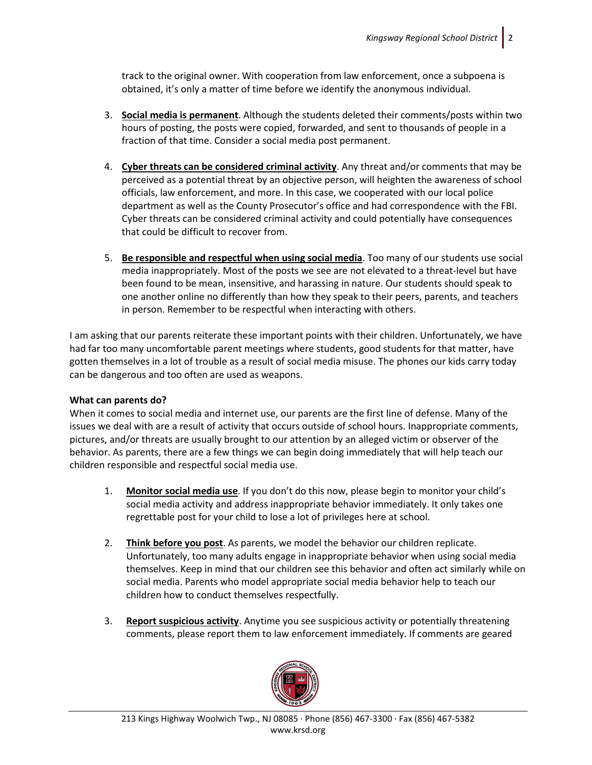track to the original owner. With cooperation from law enforcement, once a subpoena is obtained, it's only a matter of time before we identify the anonymous individual.

3. **Social media is permanent**. Although the students deleted their comments/posts within two hours of posting, the posts were copied, forwarded, and sent to thousands of people in a fraction of that time. Consider a social media post permanent.

4. **Cyber threats can be considered criminal activity**. Any threat and/or comments that may be perceived as a potential threat by an objective person, will heighten the awareness of school officials, law enforcement, and more. In this case, we cooperated with our local police department as well as the County Prosecutor's office and had correspondence with the FBI. Cyber threats can be considered criminal activity and could potentially have consequences that could be difficult to recover from.

5. **Be responsible and respectful when using social media**. Too many of our students use social media inappropriately. Most of the posts we see are not elevated to a threat-level but have been found to be mean, insensitive, and harassing in nature. Our students should speak to one another online no differently than how they speak to their peers, parents, and teachers in person. Remember to be respectful when interacting with others.

I am asking that our parents reiterate these important points with their children. Unfortunately, we have had far too many uncomfortable parent meetings where students, good students for that matter, have gotten themselves in a lot of trouble as a result of social media misuse. The phones our kids carry today can be dangerous and too often are used as weapons.

**What can parents do?**

When it comes to social media and internet use, our parents are the first line of defense. Many of the issues we deal with are a result of activity that occurs outside of school hours. Inappropriate comments, pictures, and/or threats are usually brought to our attention by an alleged victim or observer of the behavior. As parents, there are a few things we can begin doing immediately that will help teach our children responsible and respectful social media use.

1. **Monitor social media use**. If you don't do this now, please begin to monitor your child's social media activity and address inappropriate behavior immediately. It only takes one regrettable post for your child to lose a lot of privileges here at school.

2. **Think before you post**. As parents, we model the behavior our children replicate. Unfortunately, too many adults engage in inappropriate behavior when using social media themselves. Keep in mind that our children see this behavior and often act similarly while on social media. Parents who model appropriate social media behavior help to teach our children how to conduct themselves respectfully.

3. **Report suspicious activity**. Anytime you see suspicious activity or potentially threatening comments, please report them to law enforcement immediately. If comments are geared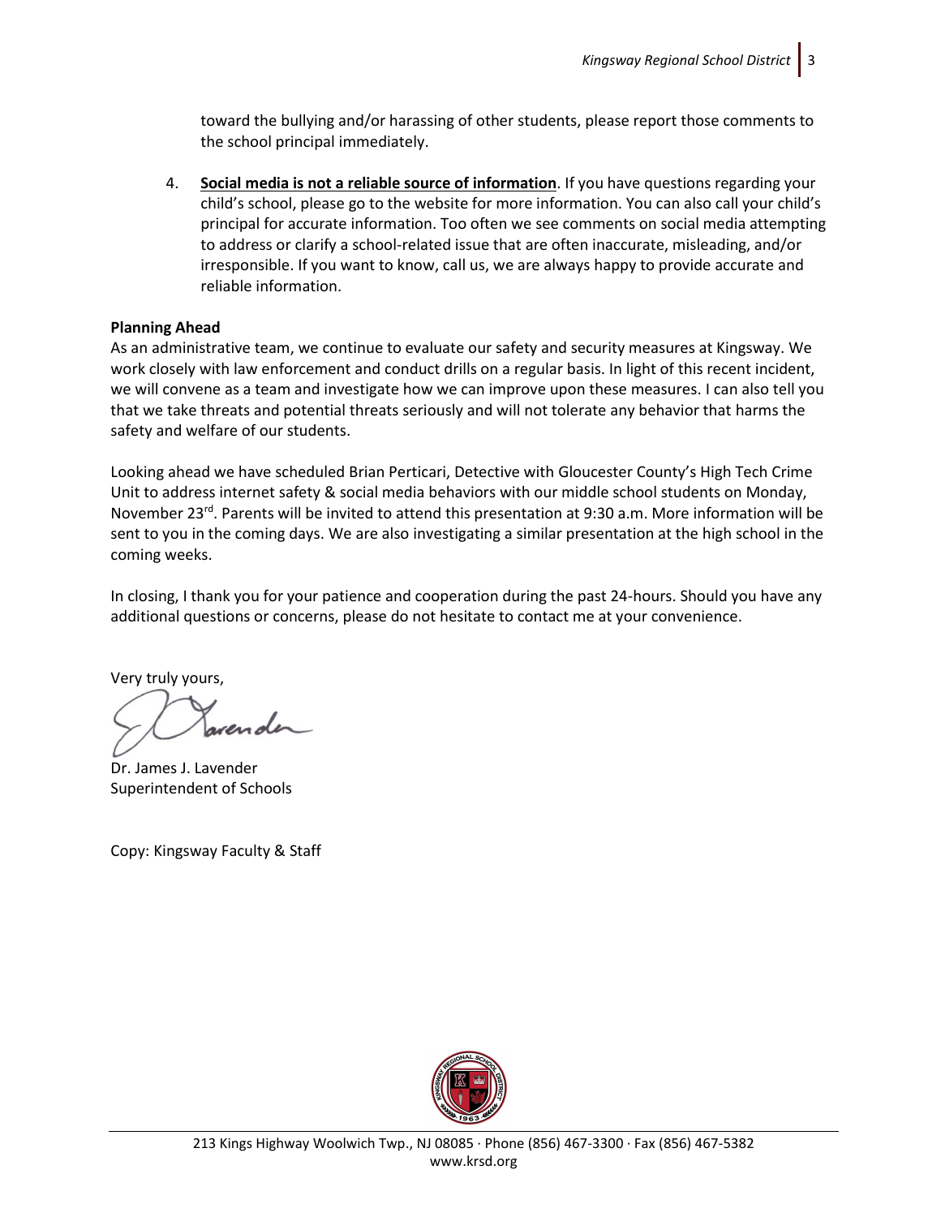toward the bullying and/or harassing of other students, please report those comments to the school principal immediately.

4. **Social media is not a reliable source of information**. If you have questions regarding your child's school, please go to the website for more information. You can also call your child's principal for accurate information. Too often we see comments on social media attempting to address or clarify a school-related issue that are often inaccurate, misleading, and/or irresponsible. If you want to know, call us, we are always happy to provide accurate and reliable information.

**Planning Ahead**

As an administrative team, we continue to evaluate our safety and security measures at Kingsway. We work closely with law enforcement and conduct drills on a regular basis. In light of this recent incident, we will convene as a team and investigate how we can improve upon these measures. I can also tell you that we take threats and potential threats seriously and will not tolerate any behavior that harms the safety and welfare of our students.

Looking ahead we have scheduled Brian Perticari, Detective with Gloucester County's High Tech Crime Unit to address internet safety & social media behaviors with our middle school students on Monday, November 23rd. Parents will be invited to attend this presentation at 9:30 a.m. More information will be sent to you in the coming days. We are also investigating a similar presentation at the high school in the coming weeks.

In closing, I thank you for your patience and cooperation during the past 24-hours. Should you have any additional questions or concerns, please do not hesitate to contact me at your convenience.

Very truly yours,

Dr. James J. Lavender
Superintendent of Schools

Copy: Kingsway Faculty & Staff

213 Kings Highway Woolwich Twp., NJ 08085 · Phone (856) 467-3300 · Fax (856) 467-5382
www.krsd.org